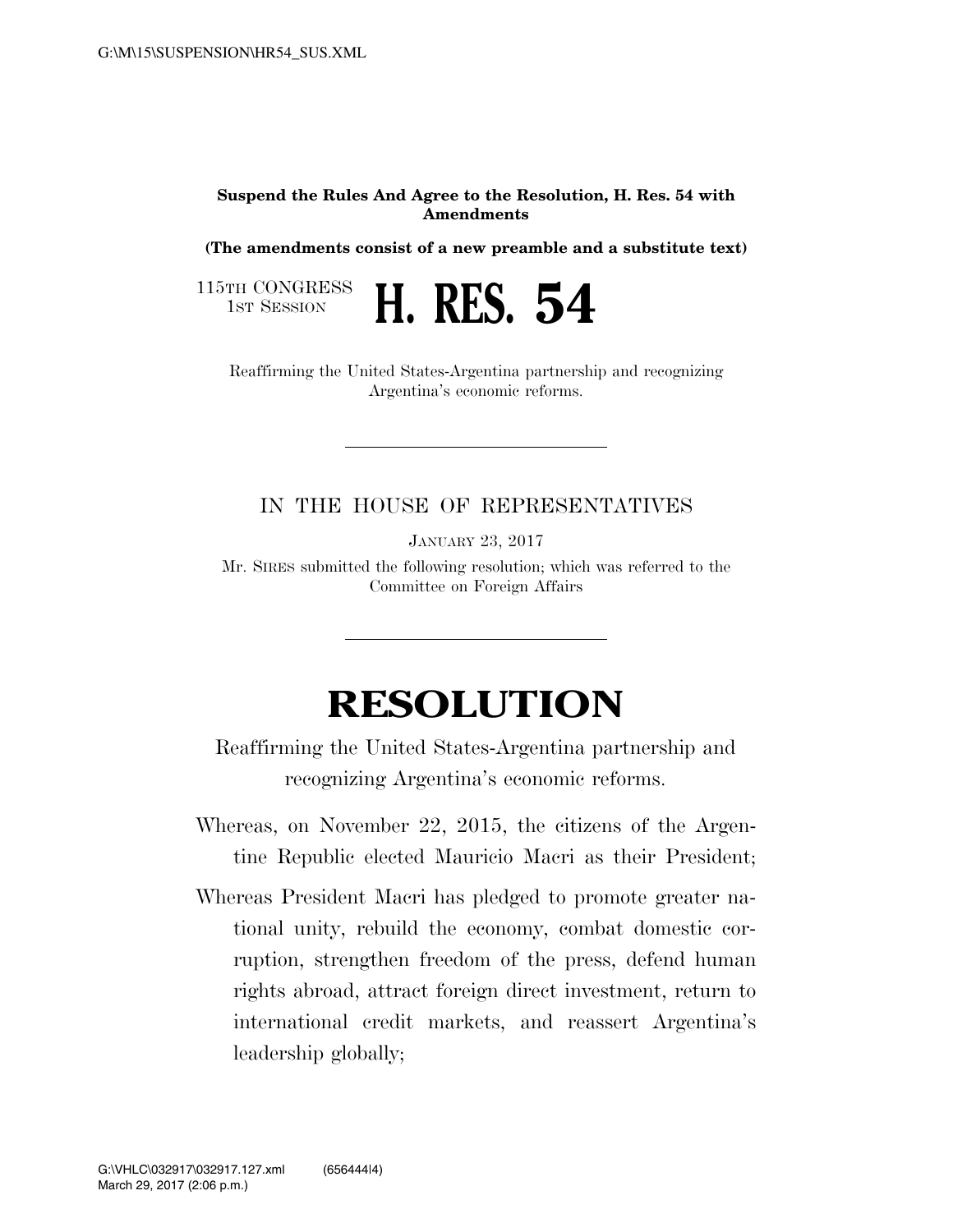**Suspend the Rules And Agree to the Resolution, H. Res. 54 with Amendments**

**(The amendments consist of a new preamble and a substitute text)**

115TH CONGRESS
1ST SESSION

# H. RES. 54

Reaffirming the United States-Argentina partnership and recognizing Argentina's economic reforms.

IN THE HOUSE OF REPRESENTATIVES

JANUARY 23, 2017

Mr. SIRES submitted the following resolution; which was referred to the Committee on Foreign Affairs

# RESOLUTION

Reaffirming the United States-Argentina partnership and recognizing Argentina's economic reforms.

Whereas, on November 22, 2015, the citizens of the Argentine Republic elected Mauricio Macri as their President;

Whereas President Macri has pledged to promote greater national unity, rebuild the economy, combat domestic corruption, strengthen freedom of the press, defend human rights abroad, attract foreign direct investment, return to international credit markets, and reassert Argentina's leadership globally;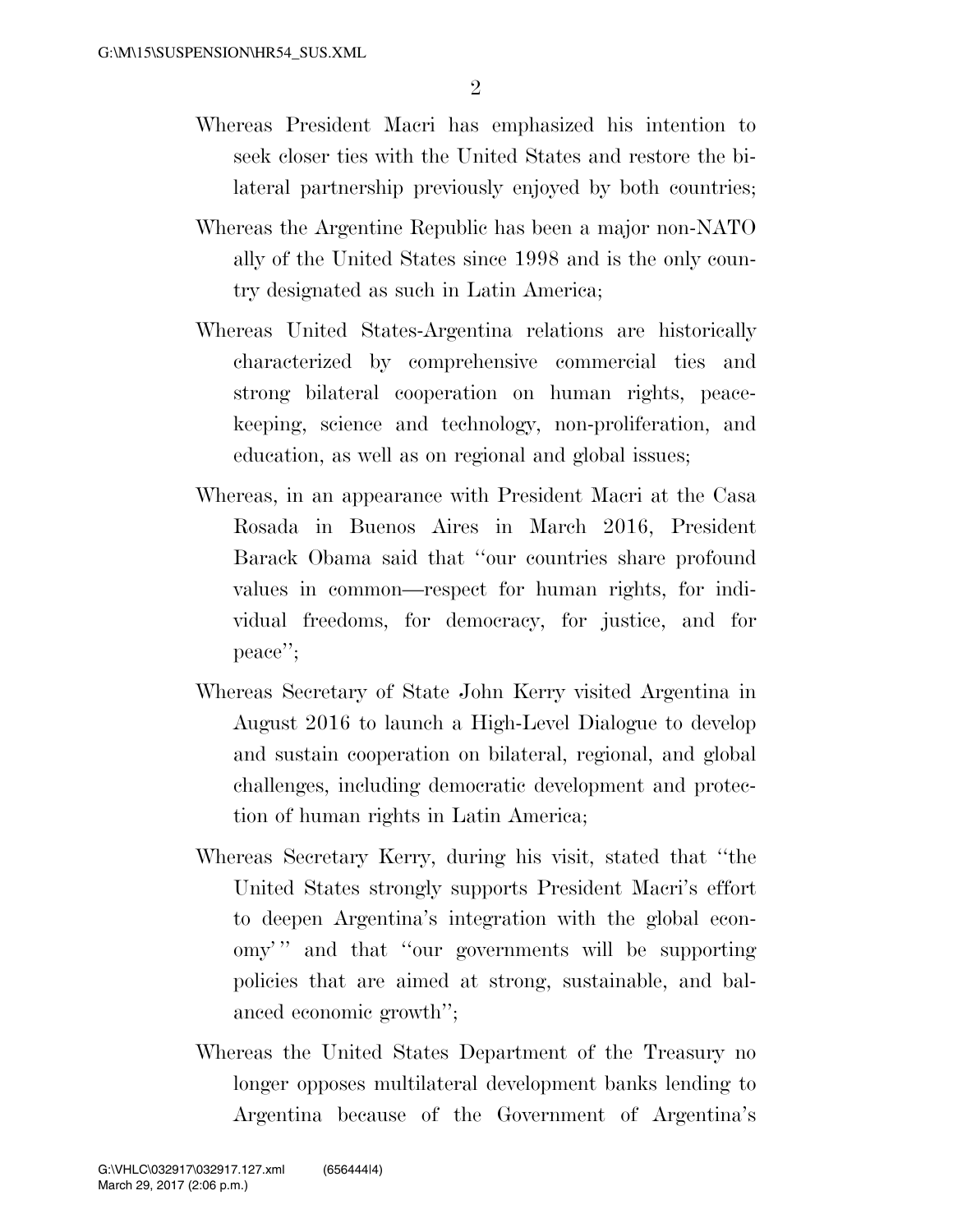Whereas President Macri has emphasized his intention to seek closer ties with the United States and restore the bilateral partnership previously enjoyed by both countries;

Whereas the Argentine Republic has been a major non-NATO ally of the United States since 1998 and is the only country designated as such in Latin America;

Whereas United States-Argentina relations are historically characterized by comprehensive commercial ties and strong bilateral cooperation on human rights, peacekeeping, science and technology, non-proliferation, and education, as well as on regional and global issues;

Whereas, in an appearance with President Macri at the Casa Rosada in Buenos Aires in March 2016, President Barack Obama said that ''our countries share profound values in common—respect for human rights, for individual freedoms, for democracy, for justice, and for peace'';

Whereas Secretary of State John Kerry visited Argentina in August 2016 to launch a High-Level Dialogue to develop and sustain cooperation on bilateral, regional, and global challenges, including democratic development and protection of human rights in Latin America;

Whereas Secretary Kerry, during his visit, stated that ''the United States strongly supports President Macri's effort to deepen Argentina's integration with the global economy' '' and that ''our governments will be supporting policies that are aimed at strong, sustainable, and balanced economic growth'';

Whereas the United States Department of the Treasury no longer opposes multilateral development banks lending to Argentina because of the Government of Argentina's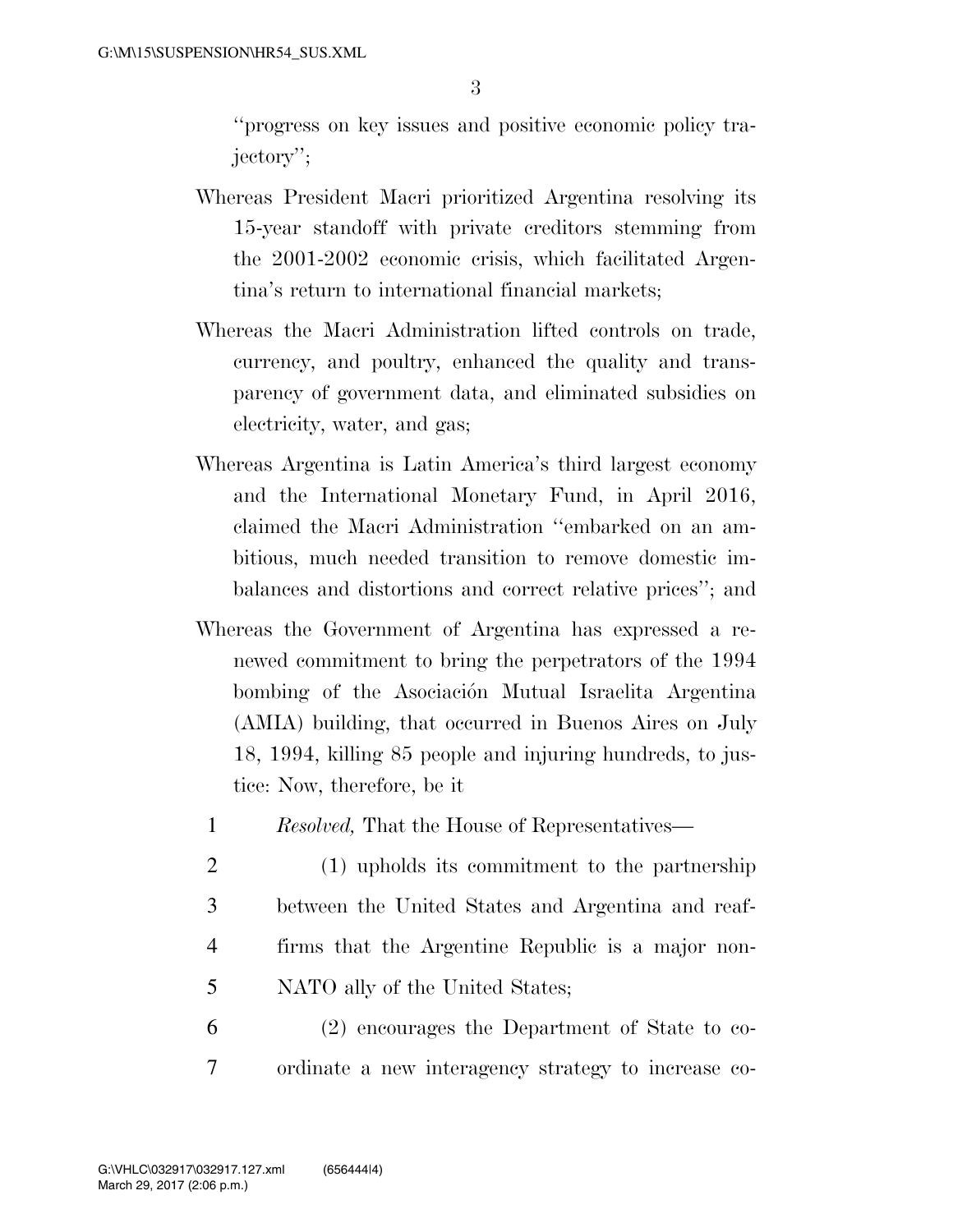"progress on key issues and positive economic policy trajectory";

Whereas President Macri prioritized Argentina resolving its 15-year standoff with private creditors stemming from the 2001-2002 economic crisis, which facilitated Argentina's return to international financial markets;

Whereas the Macri Administration lifted controls on trade, currency, and poultry, enhanced the quality and transparency of government data, and eliminated subsidies on electricity, water, and gas;

Whereas Argentina is Latin America's third largest economy and the International Monetary Fund, in April 2016, claimed the Macri Administration "embarked on an ambitious, much needed transition to remove domestic imbalances and distortions and correct relative prices"; and

Whereas the Government of Argentina has expressed a renewed commitment to bring the perpetrators of the 1994 bombing of the Asociación Mutual Israelita Argentina (AMIA) building, that occurred in Buenos Aires on July 18, 1994, killing 85 people and injuring hundreds, to justice: Now, therefore, be it

*Resolved,* That the House of Representatives—

(1) upholds its commitment to the partnership between the United States and Argentina and reaffirms that the Argentine Republic is a major non-NATO ally of the United States;

(2) encourages the Department of State to coordinate a new interagency strategy to increase co-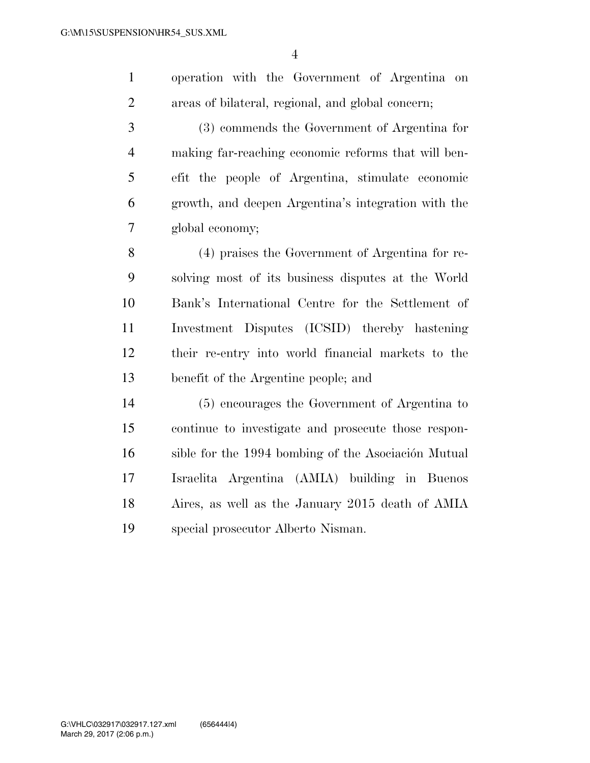operation with the Government of Argentina on areas of bilateral, regional, and global concern;

(3) commends the Government of Argentina for making far-reaching economic reforms that will benefit the people of Argentina, stimulate economic growth, and deepen Argentina's integration with the global economy;

(4) praises the Government of Argentina for resolving most of its business disputes at the World Bank's International Centre for the Settlement of Investment Disputes (ICSID) thereby hastening their re-entry into world financial markets to the benefit of the Argentine people; and

(5) encourages the Government of Argentina to continue to investigate and prosecute those responsible for the 1994 bombing of the Asociación Mutual Israelita Argentina (AMIA) building in Buenos Aires, as well as the January 2015 death of AMIA special prosecutor Alberto Nisman.